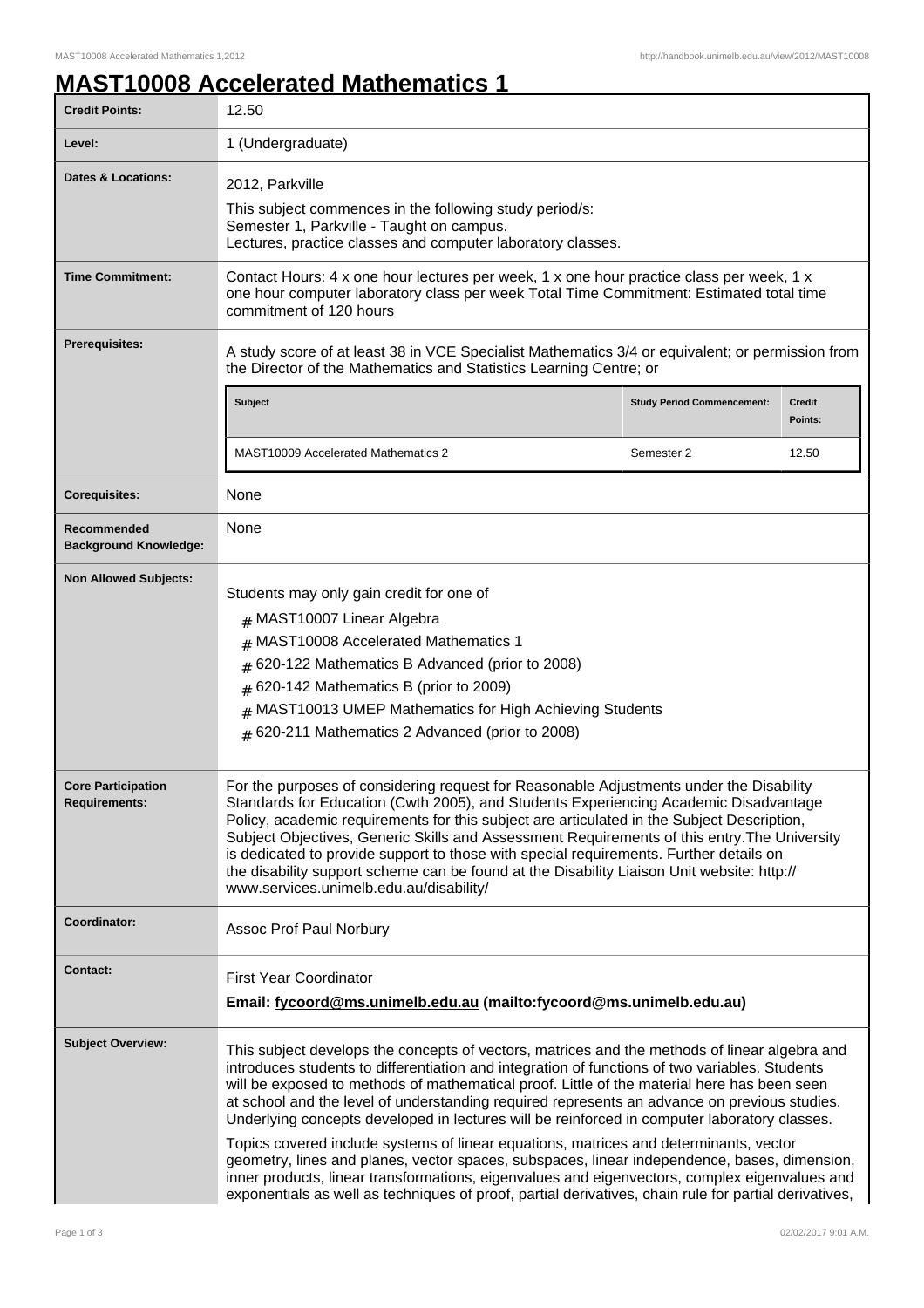# MAST10008 Accelerated Mathematics 1

| | |
|---|---|
| **Credit Points:** | 12.50 |
| **Level:** | 1 (Undergraduate) |
| **Dates & Locations:** | 2012, Parkville<br>This subject commences in the following study period/s:<br>Semester 1, Parkville - Taught on campus.<br>Lectures, practice classes and computer laboratory classes. |
| **Time Commitment:** | Contact Hours: 4 x one hour lectures per week, 1 x one hour practice class per week, 1 x one hour computer laboratory class per week Total Time Commitment: Estimated total time commitment of 120 hours |
| **Prerequisites:** | A study score of at least 38 in VCE Specialist Mathematics 3/4 or equivalent; or permission from the Director of the Mathematics and Statistics Learning Centre; or<br><br>**Subject** / **Study Period Commencement:** / **Credit Points:**<br>MAST10009 Accelerated Mathematics 2 / Semester 2 / 12.50 |
| **Corequisites:** | None |
| **Recommended Background Knowledge:** | None |
| **Non Allowed Subjects:** | Students may only gain credit for one of<br># MAST10007 Linear Algebra<br># MAST10008 Accelerated Mathematics 1<br># 620-122 Mathematics B Advanced (prior to 2008)<br># 620-142 Mathematics B (prior to 2009)<br># MAST10013 UMEP Mathematics for High Achieving Students<br># 620-211 Mathematics 2 Advanced (prior to 2008) |
| **Core Participation Requirements:** | For the purposes of considering request for Reasonable Adjustments under the Disability Standards for Education (Cwth 2005), and Students Experiencing Academic Disadvantage Policy, academic requirements for this subject are articulated in the Subject Description, Subject Objectives, Generic Skills and Assessment Requirements of this entry.The University is dedicated to provide support to those with special requirements. Further details on the disability support scheme can be found at the Disability Liaison Unit website: http://www.services.unimelb.edu.au/disability/ |
| **Coordinator:** | Assoc Prof Paul Norbury |
| **Contact:** | First Year Coordinator<br>**Email: fycoord@ms.unimelb.edu.au (mailto:fycoord@ms.unimelb.edu.au)** |
| **Subject Overview:** | This subject develops the concepts of vectors, matrices and the methods of linear algebra and introduces students to differentiation and integration of functions of two variables. Students will be exposed to methods of mathematical proof. Little of the material here has been seen at school and the level of understanding required represents an advance on previous studies. Underlying concepts developed in lectures will be reinforced in computer laboratory classes.<br><br>Topics covered include systems of linear equations, matrices and determinants, vector geometry, lines and planes, vector spaces, subspaces, linear independence, bases, dimension, inner products, linear transformations, eigenvalues and eigenvectors, complex eigenvalues and exponentials as well as techniques of proof, partial derivatives, chain rule for partial derivatives, |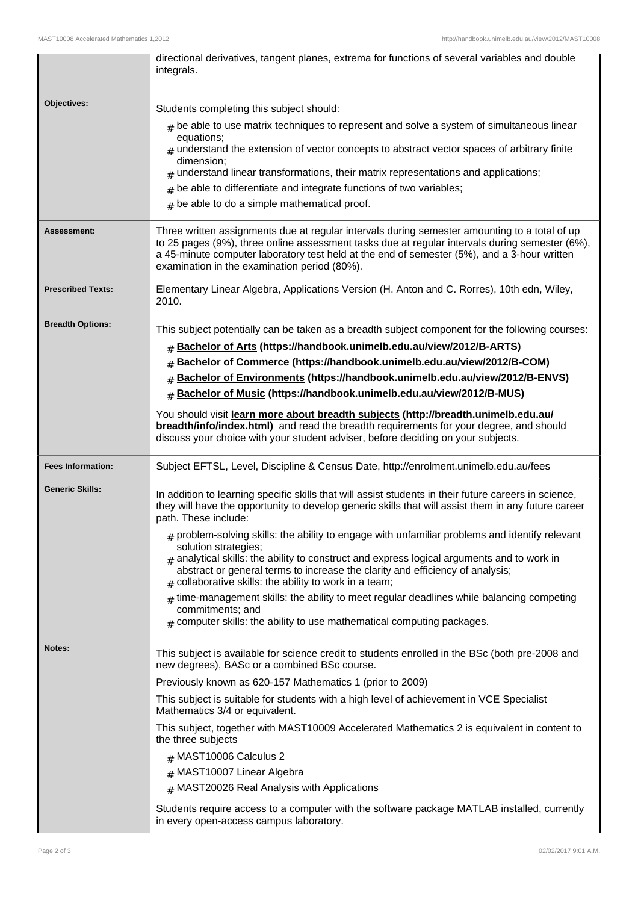directional derivatives, tangent planes, extrema for functions of several variables and double integrals.

**Objectives:**

Students completing this subject should:

- be able to use matrix techniques to represent and solve a system of simultaneous linear equations;
- understand the extension of vector concepts to abstract vector spaces of arbitrary finite dimension;
- understand linear transformations, their matrix representations and applications;
- be able to differentiate and integrate functions of two variables;
- be able to do a simple mathematical proof.

**Assessment:**

Three written assignments due at regular intervals during semester amounting to a total of up to 25 pages (9%), three online assessment tasks due at regular intervals during semester (6%), a 45-minute computer laboratory test held at the end of semester (5%), and a 3-hour written examination in the examination period (80%).

**Prescribed Texts:**

Elementary Linear Algebra, Applications Version (H. Anton and C. Rorres), 10th edn, Wiley, 2010.

**Breadth Options:**

This subject potentially can be taken as a breadth subject component for the following courses:

- **Bachelor of Arts (https://handbook.unimelb.edu.au/view/2012/B-ARTS)**
- **Bachelor of Commerce (https://handbook.unimelb.edu.au/view/2012/B-COM)**
- **Bachelor of Environments (https://handbook.unimelb.edu.au/view/2012/B-ENVS)**
- **Bachelor of Music (https://handbook.unimelb.edu.au/view/2012/B-MUS)**

You should visit **learn more about breadth subjects (http://breadth.unimelb.edu.au/breadth/info/index.html)** and read the breadth requirements for your degree, and should discuss your choice with your student adviser, before deciding on your subjects.

**Fees Information:**

Subject EFTSL, Level, Discipline & Census Date, http://enrolment.unimelb.edu.au/fees

**Generic Skills:**

In addition to learning specific skills that will assist students in their future careers in science, they will have the opportunity to develop generic skills that will assist them in any future career path. These include:

- problem-solving skills: the ability to engage with unfamiliar problems and identify relevant solution strategies;
- analytical skills: the ability to construct and express logical arguments and to work in abstract or general terms to increase the clarity and efficiency of analysis;
- collaborative skills: the ability to work in a team;
- time-management skills: the ability to meet regular deadlines while balancing competing commitments; and
- computer skills: the ability to use mathematical computing packages.

**Notes:**

This subject is available for science credit to students enrolled in the BSc (both pre-2008 and new degrees), BASc or a combined BSc course.

Previously known as 620-157 Mathematics 1 (prior to 2009)

This subject is suitable for students with a high level of achievement in VCE Specialist Mathematics 3/4 or equivalent.

This subject, together with MAST10009 Accelerated Mathematics 2 is equivalent in content to the three subjects

- MAST10006 Calculus 2
- MAST10007 Linear Algebra
- MAST20026 Real Analysis with Applications

Students require access to a computer with the software package MATLAB installed, currently in every open-access campus laboratory.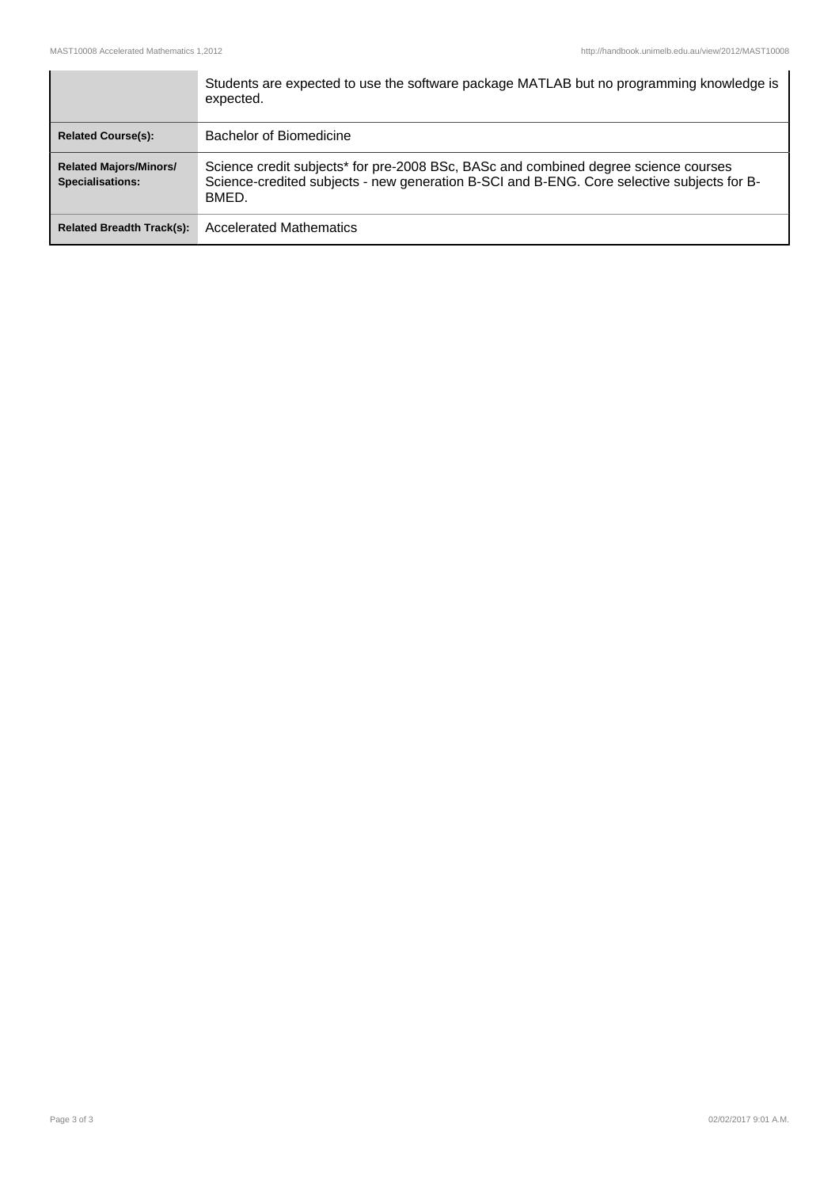| | |
|---|---|
| | Students are expected to use the software package MATLAB but no programming knowledge is expected. |
| **Related Course(s):** | Bachelor of Biomedicine |
| **Related Majors/Minors/ Specialisations:** | Science credit subjects* for pre-2008 BSc, BASc and combined degree science courses<br>Science-credited subjects - new generation B-SCI and B-ENG. Core selective subjects for B-BMED. |
| **Related Breadth Track(s):** | Accelerated Mathematics |